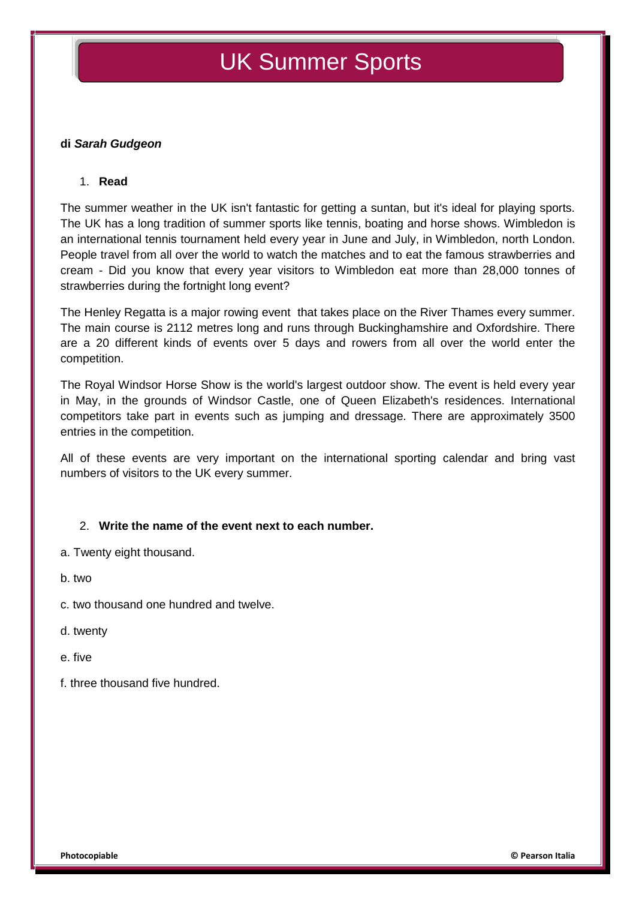# UK Summer Sports

**di *Sarah Gudgeon***

1. **Read**

The summer weather in the UK isn't fantastic for getting a suntan, but it's ideal for playing sports. The UK has a long tradition of summer sports like tennis, boating and horse shows. Wimbledon is an international tennis tournament held every year in June and July, in Wimbledon, north London. People travel from all over the world to watch the matches and to eat the famous strawberries and cream - Did you know that every year visitors to Wimbledon eat more than 28,000 tonnes of strawberries during the fortnight long event?

The Henley Regatta is a major rowing event that takes place on the River Thames every summer. The main course is 2112 metres long and runs through Buckinghamshire and Oxfordshire. There are a 20 different kinds of events over 5 days and rowers from all over the world enter the competition.

The Royal Windsor Horse Show is the world's largest outdoor show. The event is held every year in May, in the grounds of Windsor Castle, one of Queen Elizabeth's residences. International competitors take part in events such as jumping and dressage. There are approximately 3500 entries in the competition.

All of these events are very important on the international sporting calendar and bring vast numbers of visitors to the UK every summer.

2. **Write the name of the event next to each number.**

a. Twenty eight thousand.

b. two

c. two thousand one hundred and twelve.

d. twenty

e. five

f. three thousand five hundred.

Photocopiable

© Pearson Italia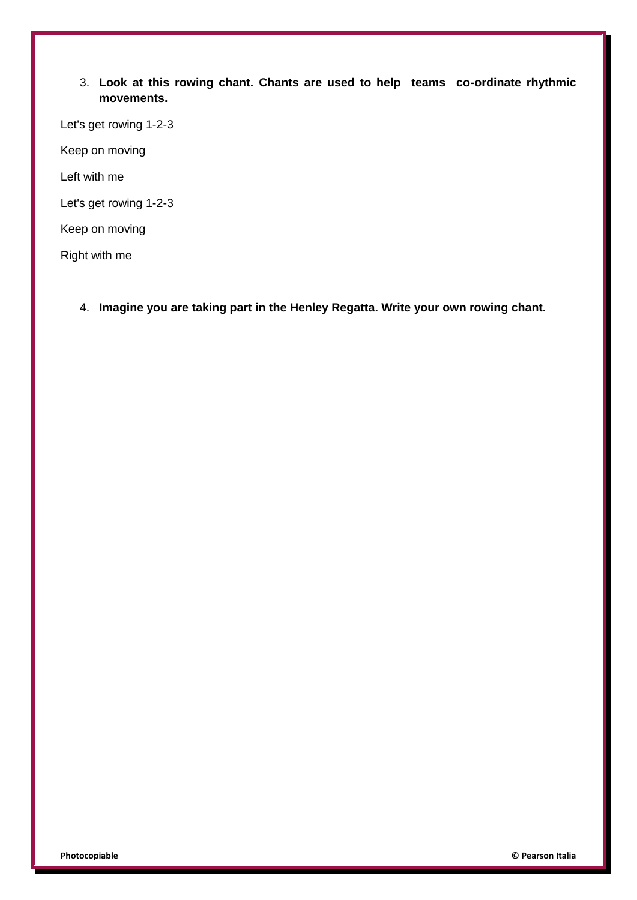3. **Look at this rowing chant. Chants are used to help teams co-ordinate rhythmic movements.**

Let's get rowing 1-2-3

Keep on moving

Left with me

Let's get rowing 1-2-3

Keep on moving

Right with me

4. **Imagine you are taking part in the Henley Regatta. Write your own rowing chant.**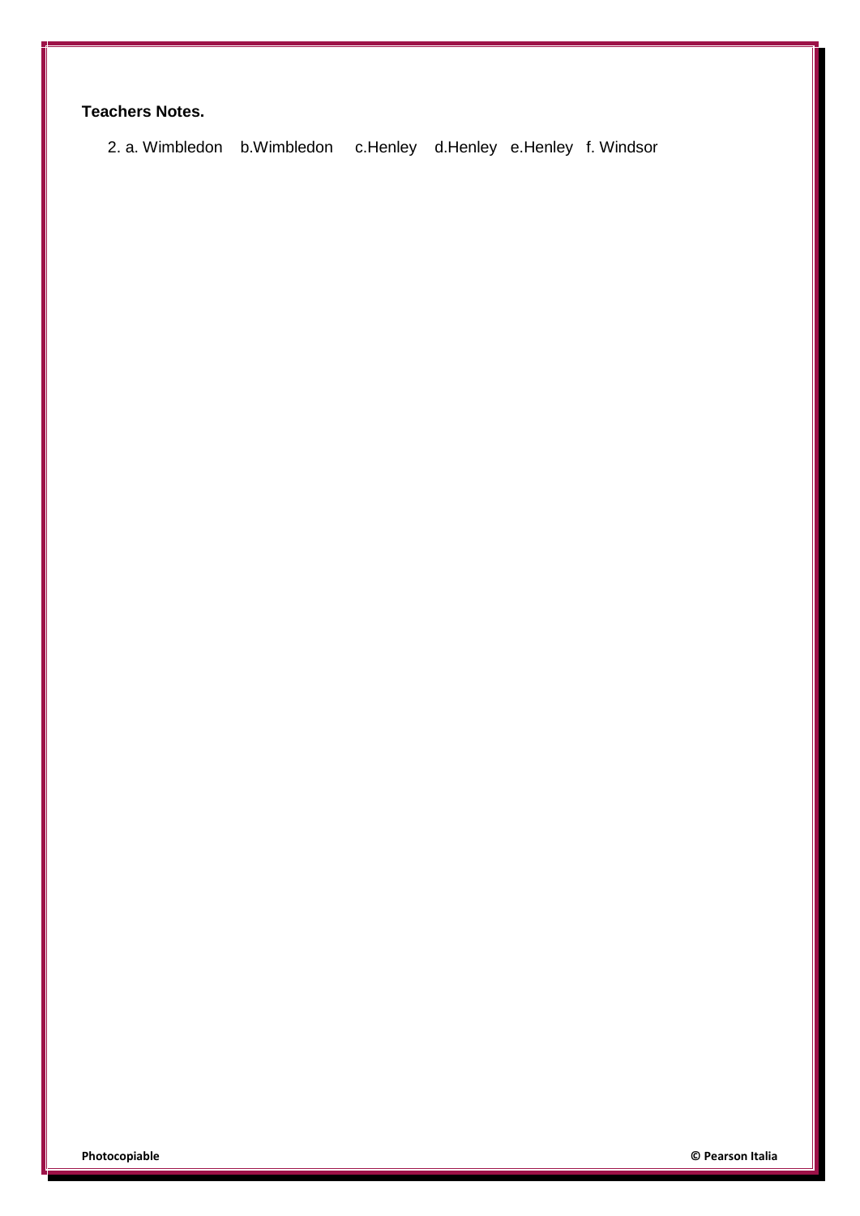**Teachers Notes.**

2. a. Wimbledon b.Wimbledon c.Henley d.Henley e.Henley f. Windsor